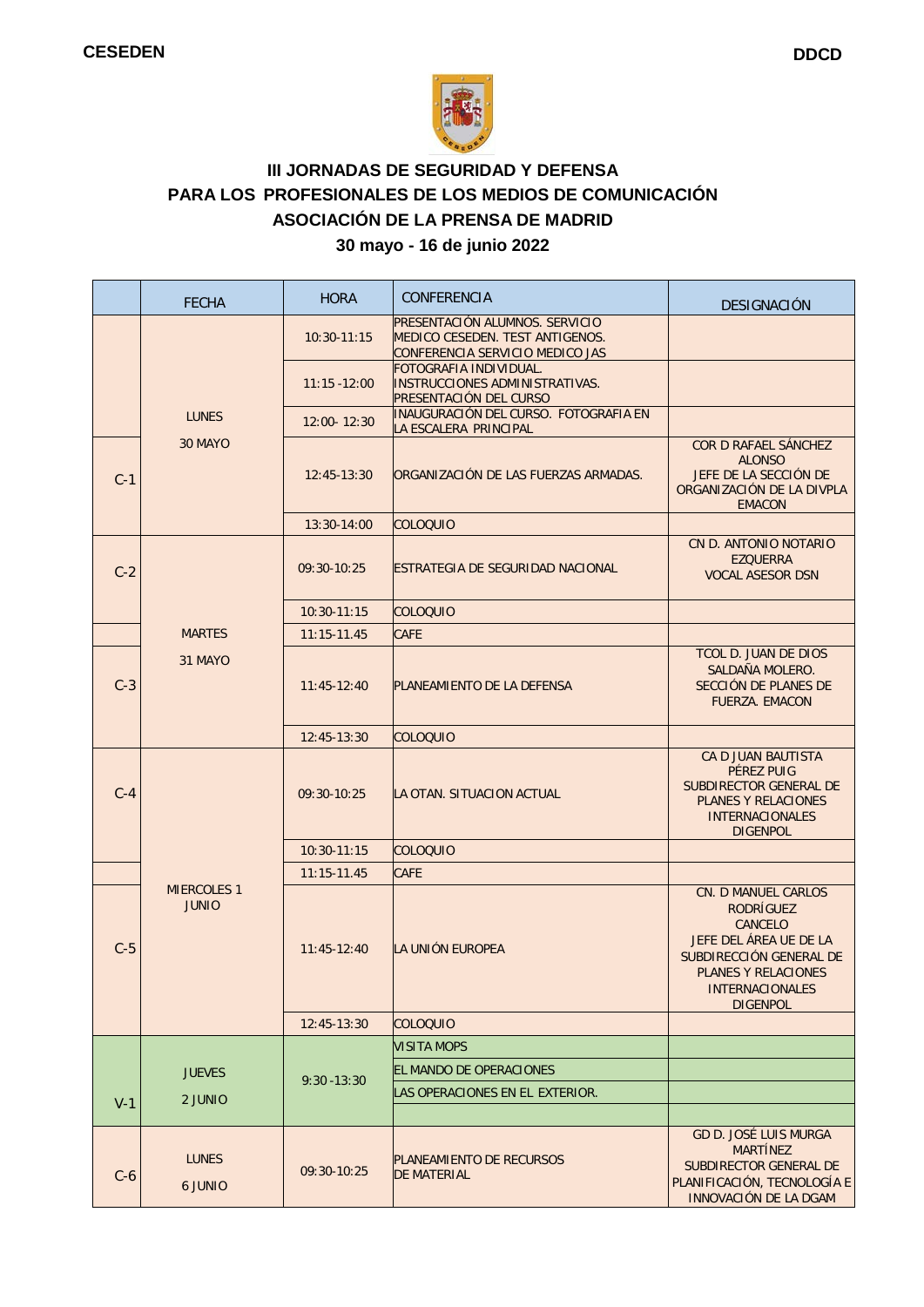**CESEDEN** **DDCD**

## III JORNADAS DE SEGURIDAD Y DEFENSA
## PARA LOS PROFESIONALES DE LOS MEDIOS DE COMUNICACIÓN
## ASOCIACIÓN DE LA PRENSA DE MADRID
## 30 mayo - 16 de junio 2022

| | FECHA | HORA | CONFERENCIA | DESIGNACIÓN |
|---|---|---|---|---|
| | LUNES 30 MAYO | 10:30-11:15 | PRESENTACIÓN ALUMNOS. SERVICIO MEDICO CESEDEN. TEST ANTIGENOS. CONFERENCIA SERVICIO MEDICO JAS | |
| | | 11:15 -12:00 | FOTOGRAFIA INDIVIDUAL. INSTRUCCIONES ADMINISTRATIVAS. PRESENTACIÓN DEL CURSO | |
| | | 12:00- 12:30 | INAUGURACIÓN DEL CURSO. FOTOGRAFIA EN LA ESCALERA PRINCIPAL | |
| C-1 | | 12:45-13:30 | ORGANIZACIÓN DE LAS FUERZAS ARMADAS. | COR D RAFAEL SÁNCHEZ ALONSO JEFE DE LA SECCIÓN DE ORGANIZACIÓN DE LA DIVPLA EMACON |
| | | 13:30-14:00 | COLOQUIO | |
| C-2 | MARTES 31 MAYO | 09:30-10:25 | ESTRATEGIA DE SEGURIDAD NACIONAL | CN D. ANTONIO NOTARIO EZQUERRA VOCAL ASESOR DSN |
| | | 10:30-11:15 | COLOQUIO | |
| | | 11:15-11.45 | CAFE | |
| C-3 | | 11:45-12:40 | PLANEAMIENTO DE LA DEFENSA | TCOL D. JUAN DE DIOS SALDAÑA MOLERO. SECCIÓN DE PLANES DE FUERZA. EMACON |
| | | 12:45-13:30 | COLOQUIO | |
| C-4 | MIERCOLES 1 JUNIO | 09:30-10:25 | LA OTAN. SITUACION ACTUAL | CA D JUAN BAUTISTA PÉREZ PUIG SUBDIRECTOR GENERAL DE PLANES Y RELACIONES INTERNACIONALES DIGENPOL |
| | | 10:30-11:15 | COLOQUIO | |
| | | 11:15-11.45 | CAFE | |
| C-5 | | 11:45-12:40 | LA UNIÓN EUROPEA | CN. D MANUEL CARLOS RODRÍGUEZ CANCELO JEFE DEL ÁREA UE DE LA SUBDIRECCIÓN GENERAL DE PLANES Y RELACIONES INTERNACIONALES DIGENPOL |
| | | 12:45-13:30 | COLOQUIO | |
| V-1 | JUEVES 2 JUNIO | 9:30 -13:30 | VISITA MOPS | |
| | | | EL MANDO DE OPERACIONES | |
| | | | LAS OPERACIONES EN EL EXTERIOR. | |
| | | | | |
| C-6 | LUNES 6 JUNIO | 09:30-10:25 | PLANEAMIENTO DE RECURSOS DE MATERIAL | GD D. JOSÉ LUIS MURGA MARTÍNEZ SUBDIRECTOR GENERAL DE PLANIFICACIÓN, TECNOLOGÍA E INNOVACIÓN DE LA DGAM |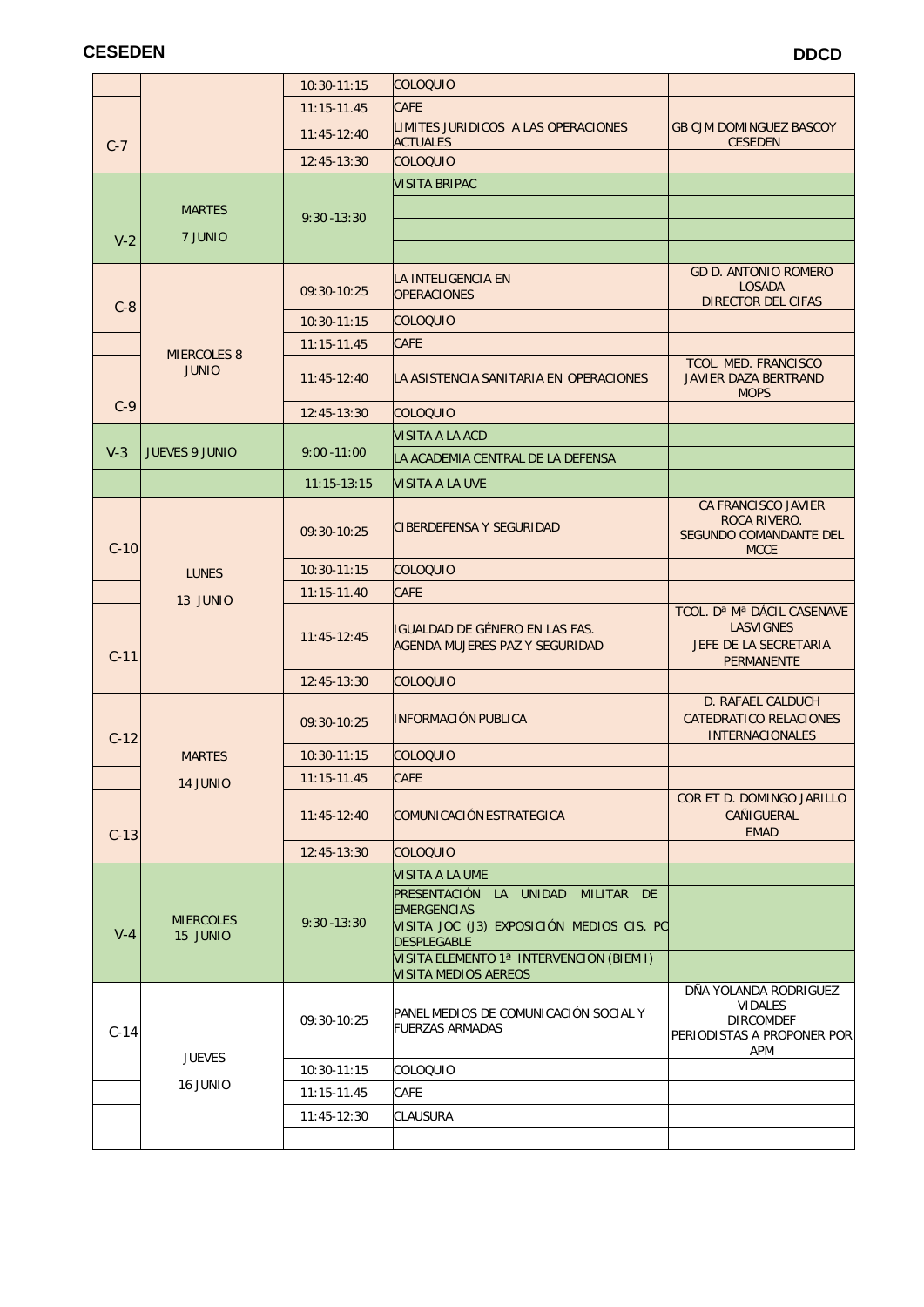| | | | | |
|---|---|---|---|---|
| | | 10:30-11:15 | COLOQUIO | |
| | | 11:15-11.45 | CAFE | |
| C-7 | | 11:45-12:40 | LIMITES JURIDICOS A LAS OPERACIONES ACTUALES | GB CJM DOMINGUEZ BASCOY CESEDEN |
| | | 12:45-13:30 | COLOQUIO | |
| V-2 | MARTES 7 JUNIO | 9:30 -13:30 | VISITA BRIPAC | |
| | | | | |
| | | | | |
| | | | | |
| C-8 | MIERCOLES 8 JUNIO | 09:30-10:25 | LA INTELIGENCIA EN OPERACIONES | GD D. ANTONIO ROMERO LOSADA DIRECTOR DEL CIFAS |
| | | 10:30-11:15 | COLOQUIO | |
| | | 11:15-11.45 | CAFE | |
| C-9 | | 11:45-12:40 | LA ASISTENCIA SANITARIA EN OPERACIONES | TCOL. MED. FRANCISCO JAVIER DAZA BERTRAND MOPS |
| | | 12:45-13:30 | COLOQUIO | |
| V-3 | JUEVES 9 JUNIO | 9:00 -11:00 | VISITA A LA ACD | |
| | | | LA ACADEMIA CENTRAL DE LA DEFENSA | |
| | | 11:15-13:15 | VISITA A LA UVE | |
| C-10 | LUNES 13 JUNIO | 09:30-10:25 | CIBERDEFENSA Y SEGURIDAD | CA FRANCISCO JAVIER ROCA RIVERO. SEGUNDO COMANDANTE DEL MCCE |
| | | 10:30-11:15 | COLOQUIO | |
| | | 11:15-11.40 | CAFE | |
| C-11 | | 11:45-12:45 | IGUALDAD DE GÉNERO EN LAS FAS. AGENDA MUJERES PAZ Y SEGURIDAD | TCOL. Dª Mª DÁCIL CASENAVE LASVIGNES JEFE DE LA SECRETARIA PERMANENTE |
| | | 12:45-13:30 | COLOQUIO | |
| C-12 | MARTES 14 JUNIO | 09:30-10:25 | INFORMACIÓN PUBLICA | D. RAFAEL CALDUCH CATEDRATICO RELACIONES INTERNACIONALES |
| | | 10:30-11:15 | COLOQUIO | |
| | | 11:15-11.45 | CAFE | |
| C-13 | | 11:45-12:40 | COMUNICACIÓN ESTRATEGICA | COR ET D. DOMINGO JARILLO CAÑIGUERAL EMAD |
| | | 12:45-13:30 | COLOQUIO | |
| V-4 | MIERCOLES 15 JUNIO | 9:30 -13:30 | VISITA A LA UME | |
| | | | PRESENTACIÓN LA UNIDAD MILITAR DE EMERGENCIAS | |
| | | | VISITA JOC (J3) EXPOSICIÓN MEDIOS CIS. PC DESPLEGABLE | |
| | | | VISITA ELEMENTO 1ª INTERVENCION (BIEM I) VISITA MEDIOS AEREOS | |
| C-14 | JUEVES 16 JUNIO | 09:30-10:25 | PANEL MEDIOS DE COMUNICACIÓN SOCIAL Y FUERZAS ARMADAS | DÑA YOLANDA RODRIGUEZ VIDALES DIRCOMDEF PERIODISTAS A PROPONER POR APM |
| | | 10:30-11:15 | COLOQUIO | |
| | | 11:15-11.45 | CAFE | |
| | | 11:45-12:30 | CLAUSURA | |
| | | | | |